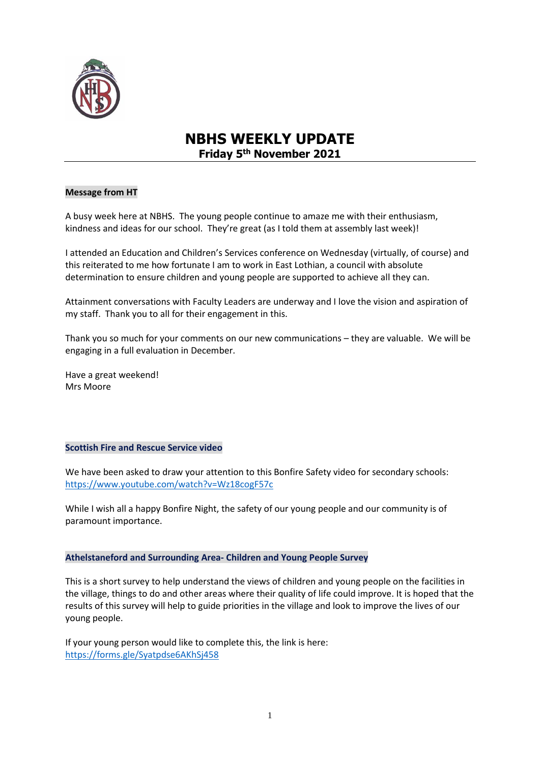# NBHS WEEKLY UPDATE

## Friday 5th November 2021

**Message from HT**

A busy week here at NBHS. The young people continue to amaze me with their enthusiasm, kindness and ideas for our school. They're great (as I told them at assembly last week)!

I attended an Education and Children's Services conference on Wednesday (virtually, of course) and this reiterated to me how fortunate I am to work in East Lothian, a council with absolute determination to ensure children and young people are supported to achieve all they can.

Attainment conversations with Faculty Leaders are underway and I love the vision and aspiration of my staff. Thank you to all for their engagement in this.

Thank you so much for your comments on our new communications – they are valuable. We will be engaging in a full evaluation in December.

Have a great weekend!
Mrs Moore

**Scottish Fire and Rescue Service video**

We have been asked to draw your attention to this Bonfire Safety video for secondary schools:
https://www.youtube.com/watch?v=Wz18cogF57c

While I wish all a happy Bonfire Night, the safety of our young people and our community is of paramount importance.

**Athelstaneford and Surrounding Area- Children and Young People Survey**

This is a short survey to help understand the views of children and young people on the facilities in the village, things to do and other areas where their quality of life could improve. It is hoped that the results of this survey will help to guide priorities in the village and look to improve the lives of our young people.

If your young person would like to complete this, the link is here:
https://forms.gle/Syatpdse6AKhSj458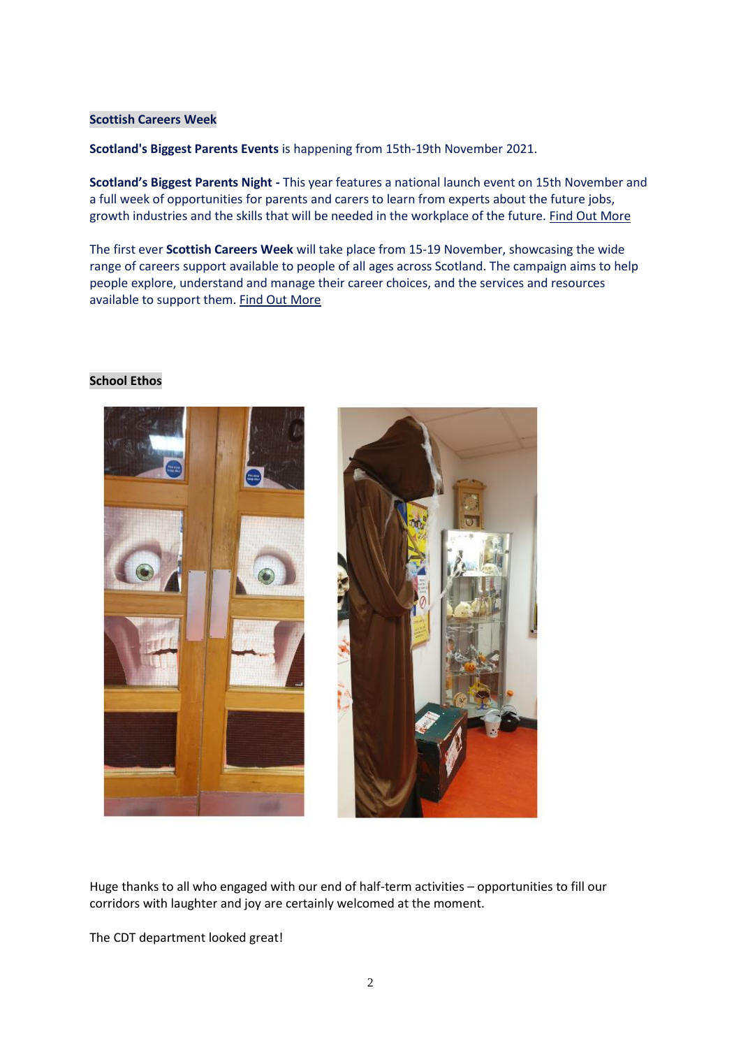## Scottish Careers Week

**Scotland's Biggest Parents Events** is happening from 15th-19th November 2021.

**Scotland's Biggest Parents Night -** This year features a national launch event on 15th November and a full week of opportunities for parents and carers to learn from experts about the future jobs, growth industries and the skills that will be needed in the workplace of the future. Find Out More

The first ever **Scottish Careers Week** will take place from 15-19 November, showcasing the wide range of careers support available to people of all ages across Scotland. The campaign aims to help people explore, understand and manage their career choices, and the services and resources available to support them. Find Out More

## School Ethos

Huge thanks to all who engaged with our end of half-term activities – opportunities to fill our corridors with laughter and joy are certainly welcomed at the moment.

The CDT department looked great!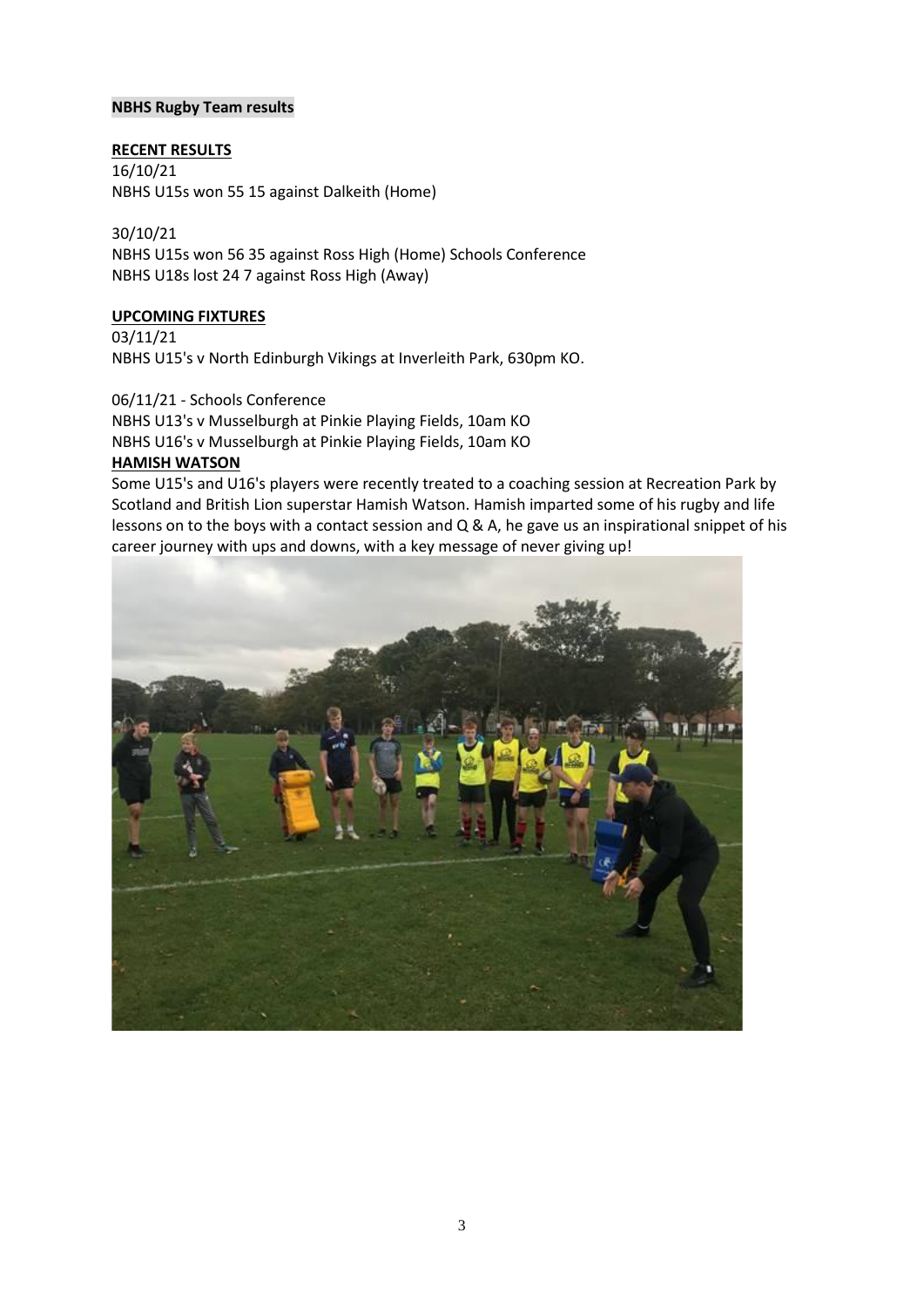**NBHS Rugby Team results**

**RECENT RESULTS**

16/10/21
NBHS U15s won 55 15 against Dalkeith (Home)

30/10/21
NBHS U15s won 56 35 against Ross High (Home) Schools Conference
NBHS U18s lost 24 7 against Ross High (Away)

**UPCOMING FIXTURES**

03/11/21
NBHS U15's v North Edinburgh Vikings at Inverleith Park, 630pm KO.

06/11/21 - Schools Conference
NBHS U13's v Musselburgh at Pinkie Playing Fields, 10am KO
NBHS U16's v Musselburgh at Pinkie Playing Fields, 10am KO

**HAMISH WATSON**

Some U15's and U16's players were recently treated to a coaching session at Recreation Park by Scotland and British Lion superstar Hamish Watson. Hamish imparted some of his rugby and life lessons on to the boys with a contact session and Q & A, he gave us an inspirational snippet of his career journey with ups and downs, with a key message of never giving up!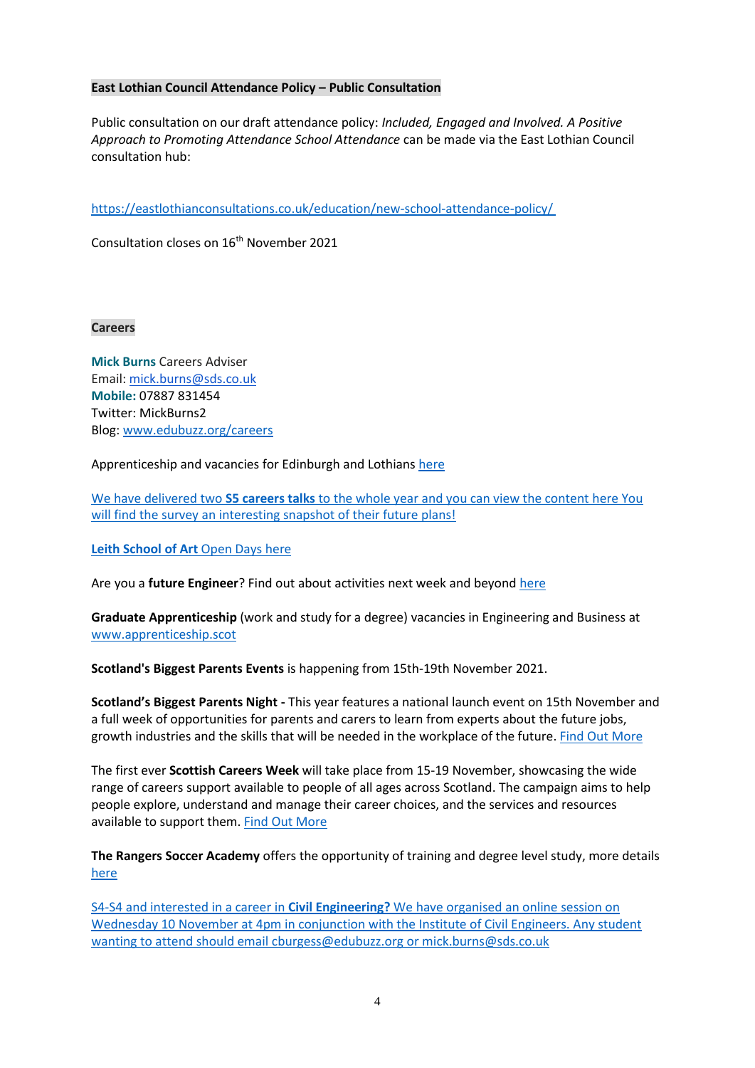**East Lothian Council Attendance Policy – Public Consultation**

Public consultation on our draft attendance policy: *Included, Engaged and Involved. A Positive Approach to Promoting Attendance School Attendance* can be made via the East Lothian Council consultation hub:

https://eastlothianconsultations.co.uk/education/new-school-attendance-policy/

Consultation closes on 16th November 2021

**Careers**

**Mick Burns** Careers Adviser
Email: mick.burns@sds.co.uk
**Mobile:** 07887 831454
Twitter: MickBurns2
Blog: www.edubuzz.org/careers

Apprenticeship and vacancies for Edinburgh and Lothians here

We have delivered two **S5 careers talks** to the whole year and you can view the content here You will find the survey an interesting snapshot of their future plans!

**Leith School of Art** Open Days here

Are you a **future Engineer**? Find out about activities next week and beyond here

**Graduate Apprenticeship** (work and study for a degree) vacancies in Engineering and Business at www.apprenticeship.scot

**Scotland's Biggest Parents Events** is happening from 15th-19th November 2021.

**Scotland's Biggest Parents Night -** This year features a national launch event on 15th November and a full week of opportunities for parents and carers to learn from experts about the future jobs, growth industries and the skills that will be needed in the workplace of the future. Find Out More

The first ever **Scottish Careers Week** will take place from 15-19 November, showcasing the wide range of careers support available to people of all ages across Scotland. The campaign aims to help people explore, understand and manage their career choices, and the services and resources available to support them. Find Out More

**The Rangers Soccer Academy** offers the opportunity of training and degree level study, more details here

S4-S4 and interested in a career in **Civil Engineering?** We have organised an online session on Wednesday 10 November at 4pm in conjunction with the Institute of Civil Engineers. Any student wanting to attend should email cburgess@edubuzz.org or mick.burns@sds.co.uk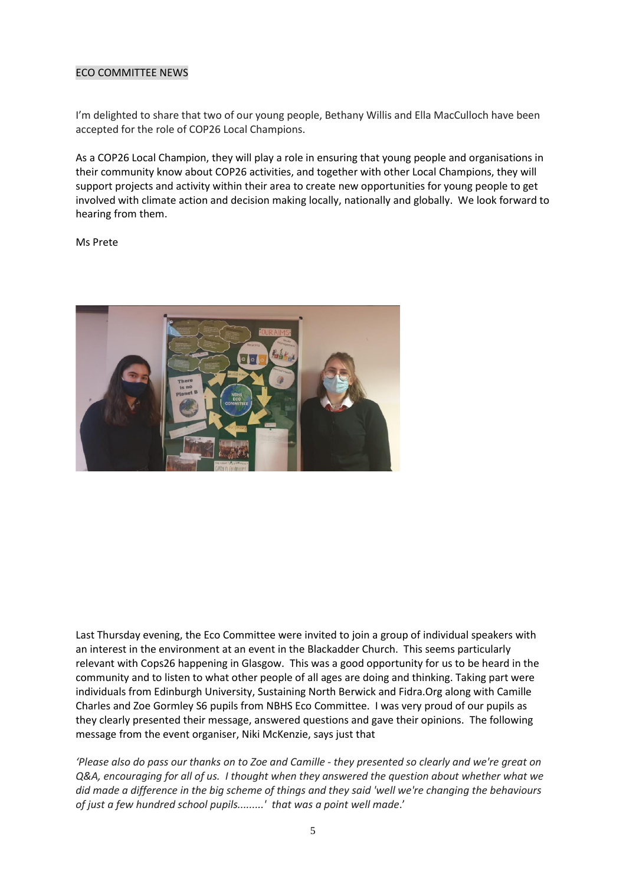ECO COMMITTEE NEWS

I'm delighted to share that two of our young people, Bethany Willis and Ella MacCulloch have been accepted for the role of COP26 Local Champions.

As a COP26 Local Champion, they will play a role in ensuring that young people and organisations in their community know about COP26 activities, and together with other Local Champions, they will support projects and activity within their area to create new opportunities for young people to get involved with climate action and decision making locally, nationally and globally. We look forward to hearing from them.

Ms Prete

Last Thursday evening, the Eco Committee were invited to join a group of individual speakers with an interest in the environment at an event in the Blackadder Church. This seems particularly relevant with Cops26 happening in Glasgow. This was a good opportunity for us to be heard in the community and to listen to what other people of all ages are doing and thinking. Taking part were individuals from Edinburgh University, Sustaining North Berwick and Fidra.Org along with Camille Charles and Zoe Gormley S6 pupils from NBHS Eco Committee. I was very proud of our pupils as they clearly presented their message, answered questions and gave their opinions. The following message from the event organiser, Niki McKenzie, says just that

*'Please also do pass our thanks on to Zoe and Camille - they presented so clearly and we're great on Q&A, encouraging for all of us. I thought when they answered the question about whether what we did made a difference in the big scheme of things and they said 'well we're changing the behaviours of just a few hundred school pupils.........' that was a point well made.'*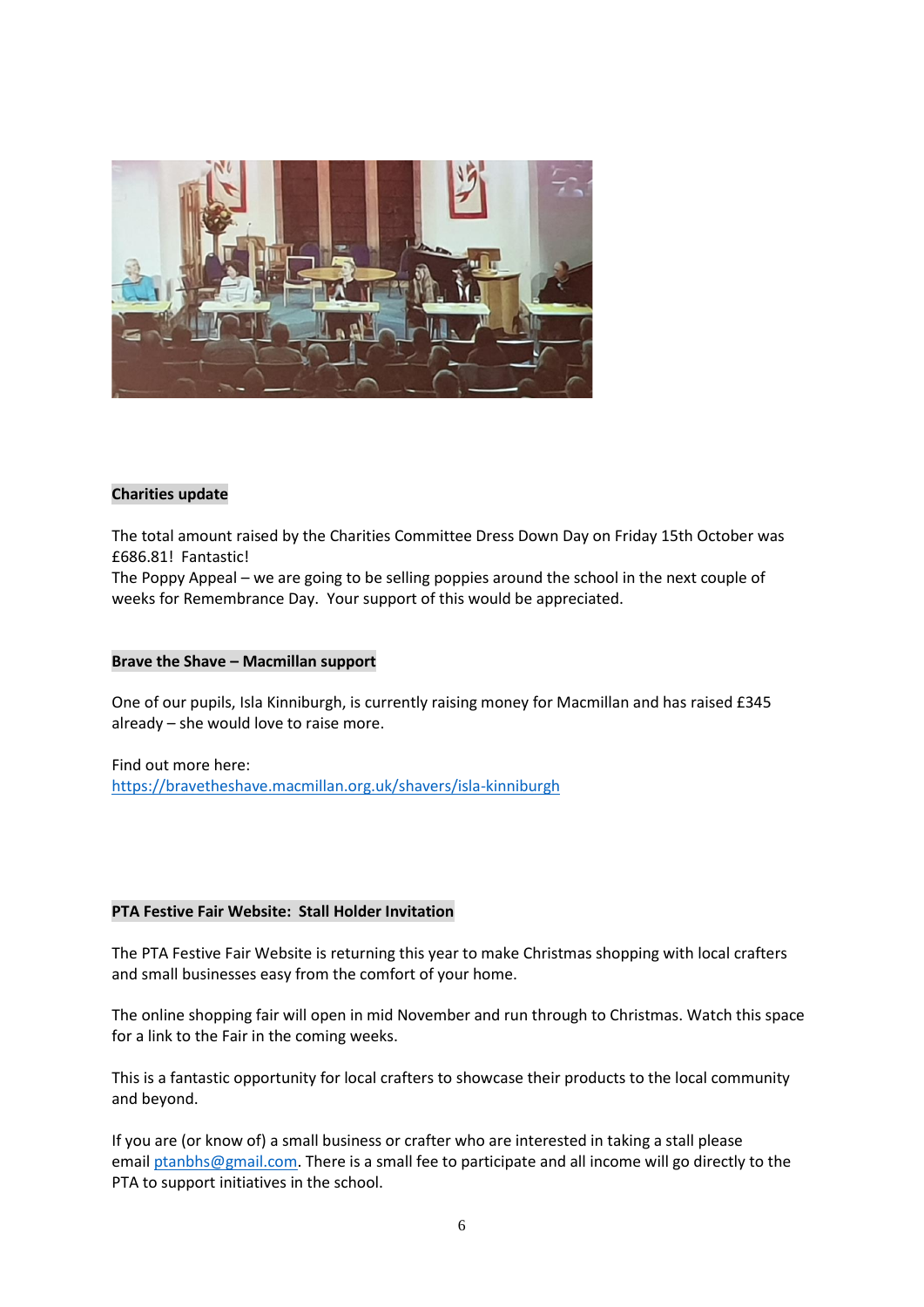**Charities update**

The total amount raised by the Charities Committee Dress Down Day on Friday 15th October was £686.81! Fantastic!
The Poppy Appeal – we are going to be selling poppies around the school in the next couple of weeks for Remembrance Day. Your support of this would be appreciated.

**Brave the Shave – Macmillan support**

One of our pupils, Isla Kinniburgh, is currently raising money for Macmillan and has raised £345 already – she would love to raise more.

Find out more here:
https://bravetheshave.macmillan.org.uk/shavers/isla-kinniburgh

**PTA Festive Fair Website: Stall Holder Invitation**

The PTA Festive Fair Website is returning this year to make Christmas shopping with local crafters and small businesses easy from the comfort of your home.

The online shopping fair will open in mid November and run through to Christmas. Watch this space for a link to the Fair in the coming weeks.

This is a fantastic opportunity for local crafters to showcase their products to the local community and beyond.

If you are (or know of) a small business or crafter who are interested in taking a stall please email ptanbhs@gmail.com. There is a small fee to participate and all income will go directly to the PTA to support initiatives in the school.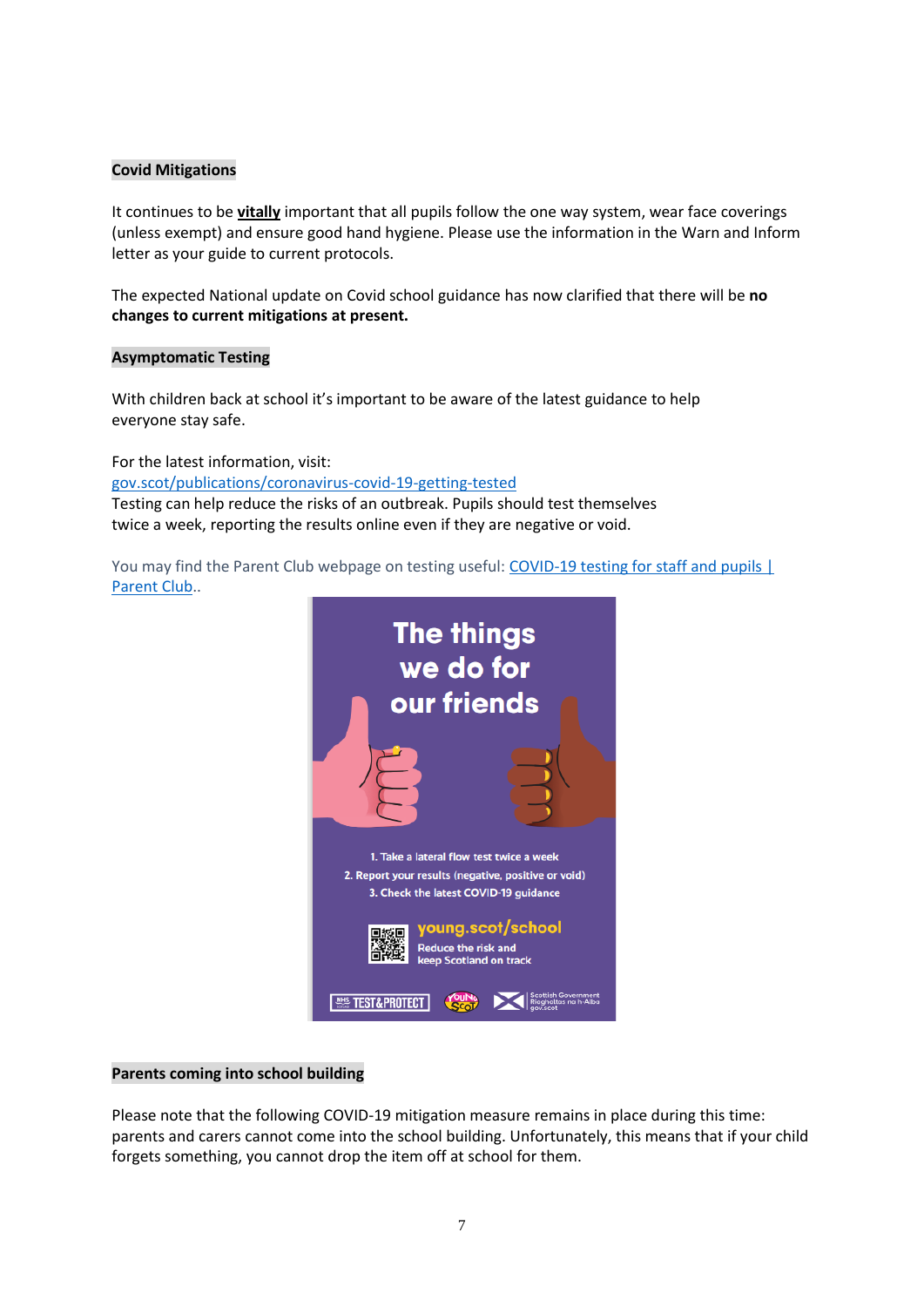**Covid Mitigations**

It continues to be **vitally** important that all pupils follow the one way system, wear face coverings (unless exempt) and ensure good hand hygiene. Please use the information in the Warn and Inform letter as your guide to current protocols.

The expected National update on Covid school guidance has now clarified that there will be **no changes to current mitigations at present.**

**Asymptomatic Testing**

With children back at school it's important to be aware of the latest guidance to help everyone stay safe.

For the latest information, visit:
gov.scot/publications/coronavirus-covid-19-getting-tested
Testing can help reduce the risks of an outbreak. Pupils should test themselves twice a week, reporting the results online even if they are negative or void.

You may find the Parent Club webpage on testing useful: COVID-19 testing for staff and pupils | Parent Club..

**Parents coming into school building**

Please note that the following COVID-19 mitigation measure remains in place during this time: parents and carers cannot come into the school building. Unfortunately, this means that if your child forgets something, you cannot drop the item off at school for them.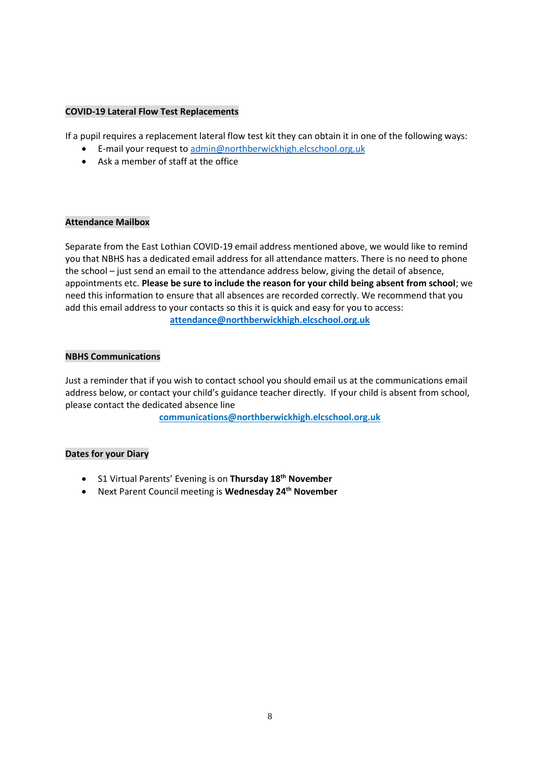**COVID-19 Lateral Flow Test Replacements**

If a pupil requires a replacement lateral flow test kit they can obtain it in one of the following ways:

- E-mail your request to admin@northberwickhigh.elcschool.org.uk
- Ask a member of staff at the office

**Attendance Mailbox**

Separate from the East Lothian COVID-19 email address mentioned above, we would like to remind you that NBHS has a dedicated email address for all attendance matters. There is no need to phone the school – just send an email to the attendance address below, giving the detail of absence, appointments etc. **Please be sure to include the reason for your child being absent from school**; we need this information to ensure that all absences are recorded correctly. We recommend that you add this email address to your contacts so this it is quick and easy for you to access:

**attendance@northberwickhigh.elcschool.org.uk**

**NBHS Communications**

Just a reminder that if you wish to contact school you should email us at the communications email address below, or contact your child's guidance teacher directly. If your child is absent from school, please contact the dedicated absence line

**communications@northberwickhigh.elcschool.org.uk**

**Dates for your Diary**

- S1 Virtual Parents' Evening is on **Thursday 18th November**
- Next Parent Council meeting is **Wednesday 24th November**